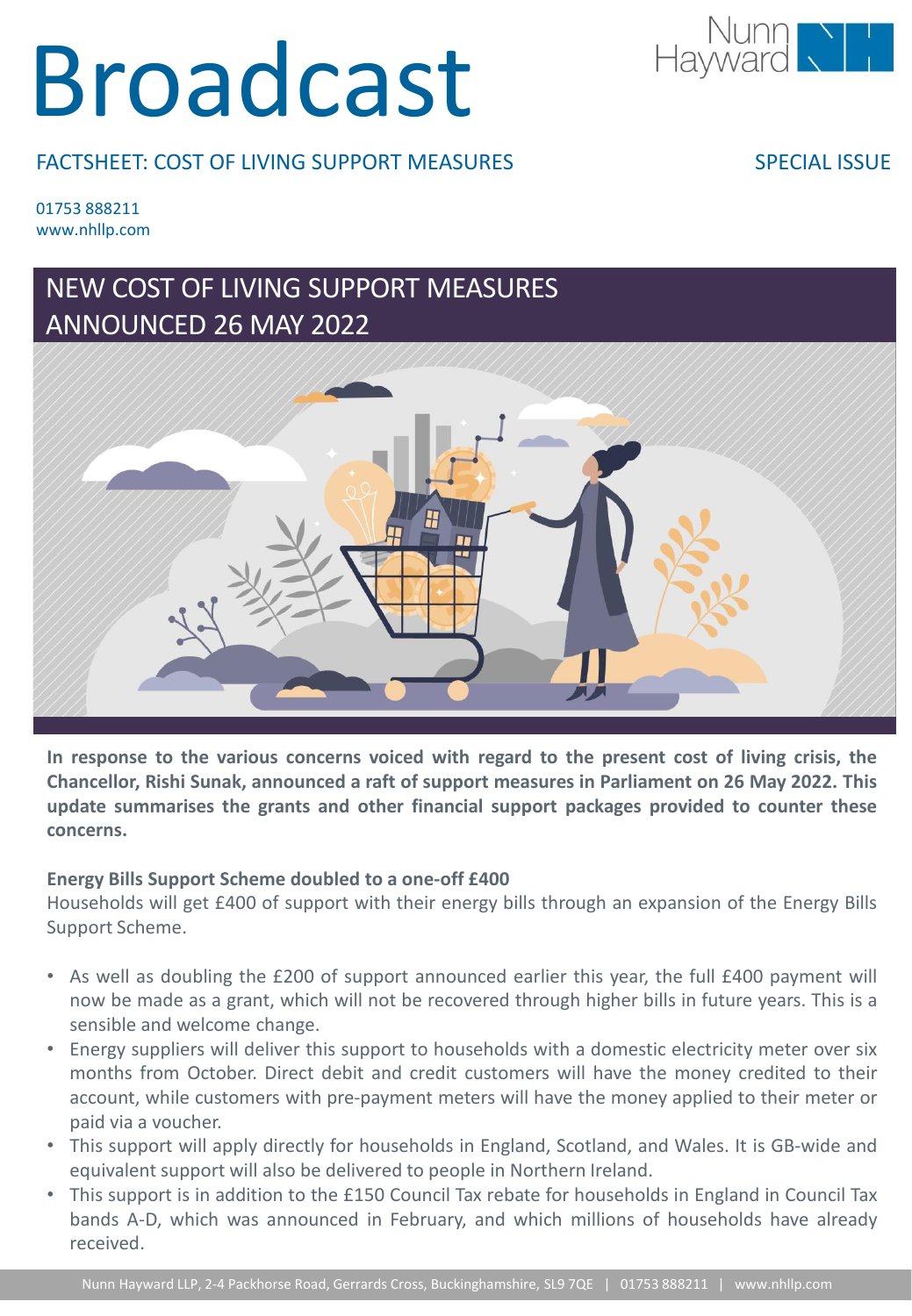# Broadcast

FACTSHEET: COST OF LIVING SUPPORT MEASURES

SPECIAL ISSUE

01753 888211
www.nhllp.com

## NEW COST OF LIVING SUPPORT MEASURES ANNOUNCED 26 MAY 2022

**In response to the various concerns voiced with regard to the present cost of living crisis, the Chancellor, Rishi Sunak, announced a raft of support measures in Parliament on 26 May 2022. This update summarises the grants and other financial support packages provided to counter these concerns.**

**Energy Bills Support Scheme doubled to a one-off £400**

Households will get £400 of support with their energy bills through an expansion of the Energy Bills Support Scheme.

- As well as doubling the £200 of support announced earlier this year, the full £400 payment will now be made as a grant, which will not be recovered through higher bills in future years. This is a sensible and welcome change.
- Energy suppliers will deliver this support to households with a domestic electricity meter over six months from October. Direct debit and credit customers will have the money credited to their account, while customers with pre-payment meters will have the money applied to their meter or paid via a voucher.
- This support will apply directly for households in England, Scotland, and Wales. It is GB-wide and equivalent support will also be delivered to people in Northern Ireland.
- This support is in addition to the £150 Council Tax rebate for households in England in Council Tax bands A-D, which was announced in February, and which millions of households have already received.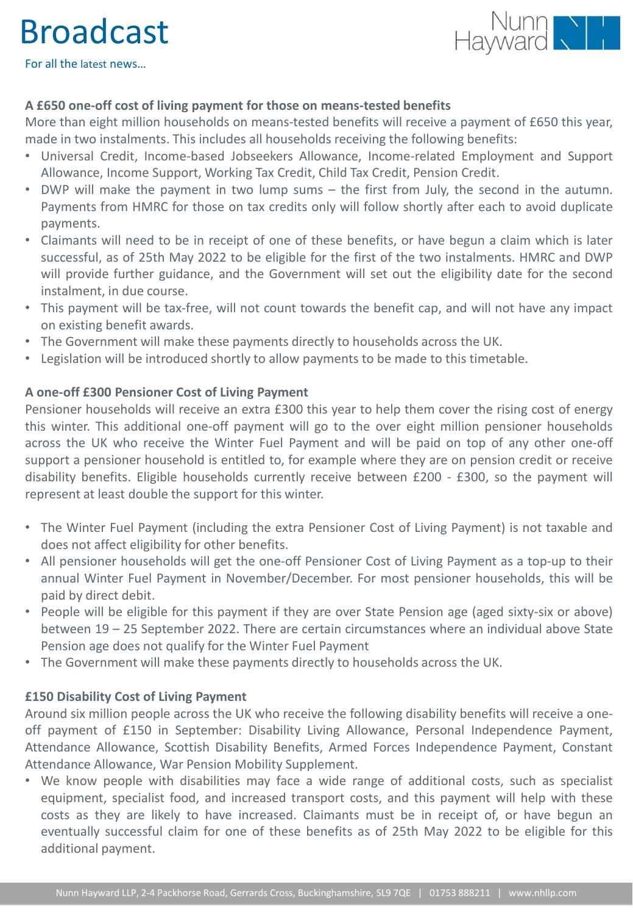## A £650 one-off cost of living payment for those on means-tested benefits

More than eight million households on means-tested benefits will receive a payment of £650 this year, made in two instalments. This includes all households receiving the following benefits:

- Universal Credit, Income-based Jobseekers Allowance, Income-related Employment and Support Allowance, Income Support, Working Tax Credit, Child Tax Credit, Pension Credit.
- DWP will make the payment in two lump sums – the first from July, the second in the autumn. Payments from HMRC for those on tax credits only will follow shortly after each to avoid duplicate payments.
- Claimants will need to be in receipt of one of these benefits, or have begun a claim which is later successful, as of 25th May 2022 to be eligible for the first of the two instalments. HMRC and DWP will provide further guidance, and the Government will set out the eligibility date for the second instalment, in due course.
- This payment will be tax-free, will not count towards the benefit cap, and will not have any impact on existing benefit awards.
- The Government will make these payments directly to households across the UK.
- Legislation will be introduced shortly to allow payments to be made to this timetable.

## A one-off £300 Pensioner Cost of Living Payment

Pensioner households will receive an extra £300 this year to help them cover the rising cost of energy this winter. This additional one-off payment will go to the over eight million pensioner households across the UK who receive the Winter Fuel Payment and will be paid on top of any other one-off support a pensioner household is entitled to, for example where they are on pension credit or receive disability benefits. Eligible households currently receive between £200 - £300, so the payment will represent at least double the support for this winter.

- The Winter Fuel Payment (including the extra Pensioner Cost of Living Payment) is not taxable and does not affect eligibility for other benefits.
- All pensioner households will get the one-off Pensioner Cost of Living Payment as a top-up to their annual Winter Fuel Payment in November/December. For most pensioner households, this will be paid by direct debit.
- People will be eligible for this payment if they are over State Pension age (aged sixty-six or above) between 19 – 25 September 2022. There are certain circumstances where an individual above State Pension age does not qualify for the Winter Fuel Payment
- The Government will make these payments directly to households across the UK.

## £150 Disability Cost of Living Payment

Around six million people across the UK who receive the following disability benefits will receive a one-off payment of £150 in September: Disability Living Allowance, Personal Independence Payment, Attendance Allowance, Scottish Disability Benefits, Armed Forces Independence Payment, Constant Attendance Allowance, War Pension Mobility Supplement.

- We know people with disabilities may face a wide range of additional costs, such as specialist equipment, specialist food, and increased transport costs, and this payment will help with these costs as they are likely to have increased. Claimants must be in receipt of, or have begun an eventually successful claim for one of these benefits as of 25th May 2022 to be eligible for this additional payment.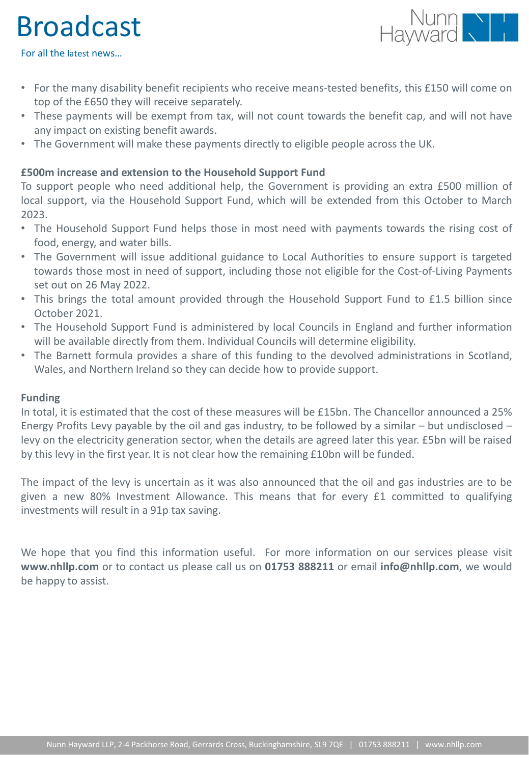- For the many disability benefit recipients who receive means-tested benefits, this £150 will come on top of the £650 they will receive separately.
- These payments will be exempt from tax, will not count towards the benefit cap, and will not have any impact on existing benefit awards.
- The Government will make these payments directly to eligible people across the UK.

**£500m increase and extension to the Household Support Fund**

To support people who need additional help, the Government is providing an extra £500 million of local support, via the Household Support Fund, which will be extended from this October to March 2023.

- The Household Support Fund helps those in most need with payments towards the rising cost of food, energy, and water bills.
- The Government will issue additional guidance to Local Authorities to ensure support is targeted towards those most in need of support, including those not eligible for the Cost-of-Living Payments set out on 26 May 2022.
- This brings the total amount provided through the Household Support Fund to £1.5 billion since October 2021.
- The Household Support Fund is administered by local Councils in England and further information will be available directly from them. Individual Councils will determine eligibility.
- The Barnett formula provides a share of this funding to the devolved administrations in Scotland, Wales, and Northern Ireland so they can decide how to provide support.

**Funding**

In total, it is estimated that the cost of these measures will be £15bn. The Chancellor announced a 25% Energy Profits Levy payable by the oil and gas industry, to be followed by a similar – but undisclosed – levy on the electricity generation sector, when the details are agreed later this year. £5bn will be raised by this levy in the first year. It is not clear how the remaining £10bn will be funded.

The impact of the levy is uncertain as it was also announced that the oil and gas industries are to be given a new 80% Investment Allowance. This means that for every £1 committed to qualifying investments will result in a 91p tax saving.

We hope that you find this information useful. For more information on our services please visit **www.nhllp.com** or to contact us please call us on **01753 888211** or email **info@nhllp.com**, we would be happy to assist.